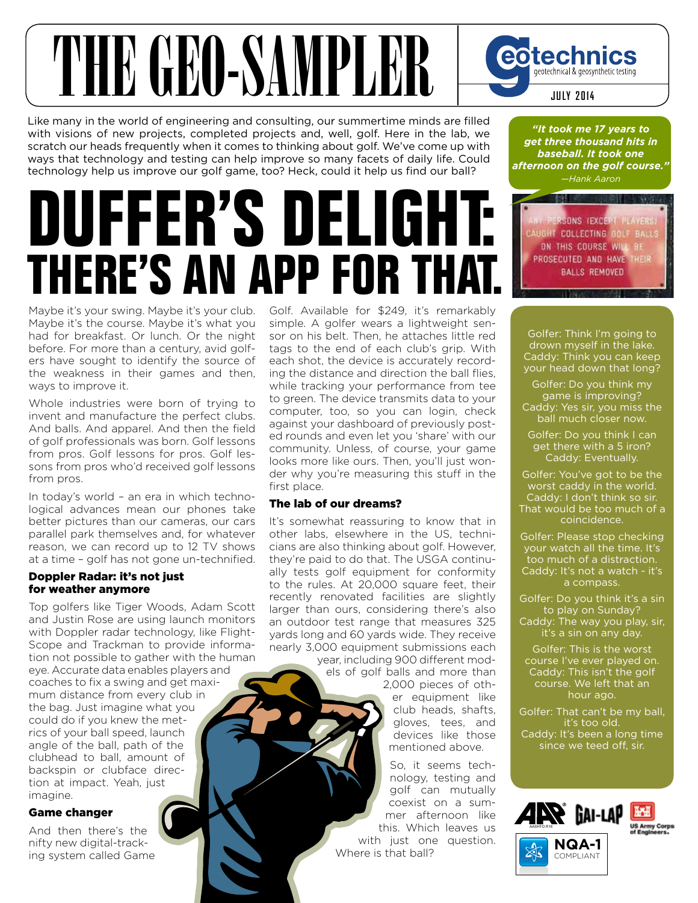# THE GEO-SAMPLER

geotechnics
geotechnical & geosynthetic testing

JULY 2014

Like many in the world of engineering and consulting, our summertime minds are filled with visions of new projects, completed projects and, well, golf. Here in the lab, we scratch our heads frequently when it comes to thinking about golf. We've come up with ways that technology and testing can help improve so many facets of daily life. Could technology help us improve our golf game, too? Heck, could it help us find our ball?

# DUFFER'S DELIGHT: THERE'S AN APP FOR THAT.

Maybe it's your swing. Maybe it's your club. Maybe it's the course. Maybe it's what you had for breakfast. Or lunch. Or the night before. For more than a century, avid golfers have sought to identify the source of the weakness in their games and then, ways to improve it.

Whole industries were born of trying to invent and manufacture the perfect clubs. And balls. And apparel. And then the field of golf professionals was born. Golf lessons from pros. Golf lessons for pros. Golf lessons from pros who'd received golf lessons from pros.

In today's world – an era in which technological advances mean our phones take better pictures than our cameras, our cars parallel park themselves and, for whatever reason, we can record up to 12 TV shows at a time – golf has not gone un-technified.

### Doppler Radar: it's not just for weather anymore

Top golfers like Tiger Woods, Adam Scott and Justin Rose are using launch monitors with Doppler radar technology, like FlightScope and Trackman to provide information not possible to gather with the human eye. Accurate data enables players and coaches to fix a swing and get maximum distance from every club in the bag. Just imagine what you could do if you knew the metrics of your ball speed, launch angle of the ball, path of the clubhead to ball, amount of backspin or clubface direction at impact. Yeah, just imagine.

### Game changer

And then there's the nifty new digital-tracking system called Game Golf. Available for $249, it's remarkably simple. A golfer wears a lightweight sensor on his belt. Then, he attaches little red tags to the end of each club's grip. With each shot, the device is accurately recording the distance and direction the ball flies, while tracking your performance from tee to green. The device transmits data to your computer, too, so you can login, check against your dashboard of previously posted rounds and even let you 'share' with our community. Unless, of course, your game looks more like ours. Then, you'll just wonder why you're measuring this stuff in the first place.

### The lab of our dreams?

It's somewhat reassuring to know that in other labs, elsewhere in the US, technicians are also thinking about golf. However, they're paid to do that. The USGA continually tests golf equipment for conformity to the rules. At 20,000 square feet, their recently renovated facilities are slightly larger than ours, considering there's also an outdoor test range that measures 325 yards long and 60 yards wide. They receive nearly 3,000 equipment submissions each year, including 900 different models of golf balls and more than 2,000 pieces of other equipment like club heads, shafts, gloves, tees, and devices like those mentioned above.

So, it seems technology, testing and golf can mutually coexist on a summer afternoon like this. Which leaves us with just one question. Where is that ball?

***"It took me 17 years to get three thousand hits in baseball. It took one afternoon on the golf course."***
*—Hank Aaron*

ANY PERSONS (EXCEPT PLAYERS) CAUGHT COLLECTING GOLF BALLS ON THIS COURSE WILL BE PROSECUTED AND HAVE THEIR BALLS REMOVED

Golfer: Think I'm going to drown myself in the lake.
Caddy: Think you can keep your head down that long?

Golfer: Do you think my game is improving?
Caddy: Yes sir, you miss the ball much closer now.

Golfer: Do you think I can get there with a 5 iron?
Caddy: Eventually.

Golfer: You've got to be the worst caddy in the world.
Caddy: I don't think so sir. That would be too much of a coincidence.

Golfer: Please stop checking your watch all the time. It's too much of a distraction.
Caddy: It's not a watch - it's a compass.

Golfer: Do you think it's a sin to play on Sunday?
Caddy: The way you play, sir, it's a sin on any day.

Golfer: This is the worst course I've ever played on.
Caddy: This isn't the golf course. We left that an hour ago.

Golfer: That can't be my ball, it's too old.
Caddy: It's been a long time since we teed off, sir.

AAP AASHTO R18 | GAI-LAP | US Army Corps of Engineers | NQA-1 COMPLIANT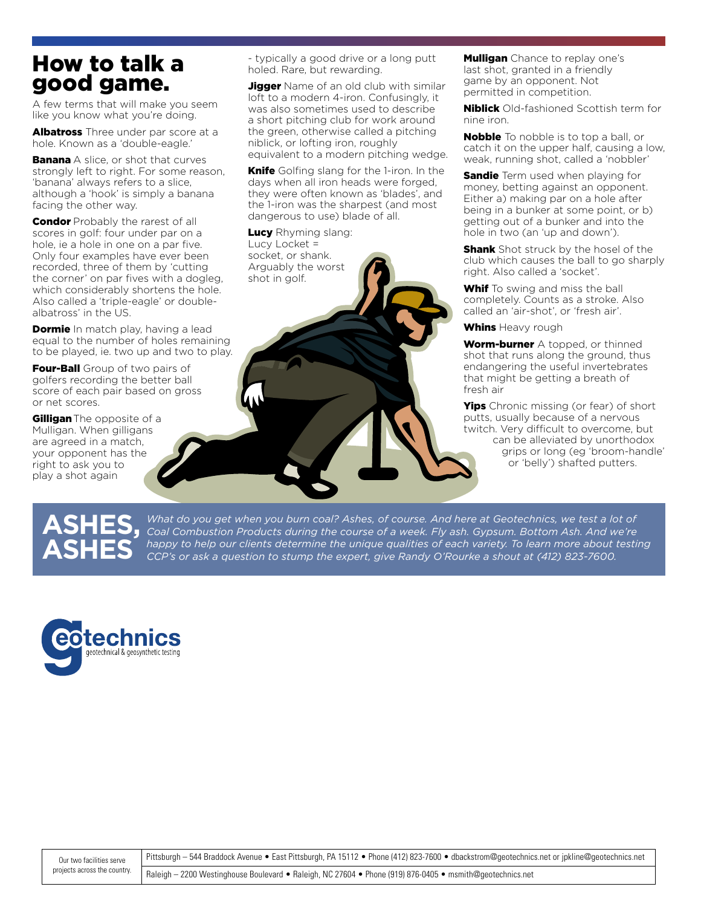# How to talk a good game.

A few terms that will make you seem like you know what you're doing.

**Albatross** Three under par score at a hole. Known as a 'double-eagle.'

**Banana** A slice, or shot that curves strongly left to right. For some reason, 'banana' always refers to a slice, although a 'hook' is simply a banana facing the other way.

**Condor** Probably the rarest of all scores in golf: four under par on a hole, ie a hole in one on a par five. Only four examples have ever been recorded, three of them by 'cutting the corner' on par fives with a dogleg, which considerably shortens the hole. Also called a 'triple-eagle' or double-albatross' in the US.

**Dormie** In match play, having a lead equal to the number of holes remaining to be played, ie. two up and two to play.

**Four-Ball** Group of two pairs of golfers recording the better ball score of each pair based on gross or net scores.

**Gilligan** The opposite of a Mulligan. When gilligans are agreed in a match, your opponent has the right to ask you to play a shot again - typically a good drive or a long putt holed. Rare, but rewarding.

**Jigger** Name of an old club with similar loft to a modern 4-iron. Confusingly, it was also sometimes used to describe a short pitching club for work around the green, otherwise called a pitching niblick, or lofting iron, roughly equivalent to a modern pitching wedge.

**Knife** Golfing slang for the 1-iron. In the days when all iron heads were forged, they were often known as 'blades', and the 1-iron was the sharpest (and most dangerous to use) blade of all.

**Lucy** Rhyming slang: Lucy Locket = socket, or shank. Arguably the worst shot in golf.

**Mulligan** Chance to replay one's last shot, granted in a friendly game by an opponent. Not permitted in competition.

**Niblick** Old-fashioned Scottish term for nine iron.

**Nobble** To nobble is to top a ball, or catch it on the upper half, causing a low, weak, running shot, called a 'nobbler'

**Sandie** Term used when playing for money, betting against an opponent. Either a) making par on a hole after being in a bunker at some point, or b) getting out of a bunker and into the hole in two (an 'up and down').

**Shank** Shot struck by the hosel of the club which causes the ball to go sharply right. Also called a 'socket'.

**Whif** To swing and miss the ball completely. Counts as a stroke. Also called an 'air-shot', or 'fresh air'.

**Whins** Heavy rough

**Worm-burner** A topped, or thinned shot that runs along the ground, thus endangering the useful invertebrates that might be getting a breath of fresh air

**Yips** Chronic missing (or fear) of short putts, usually because of a nervous twitch. Very difficult to overcome, but can be alleviated by unorthodox grips or long (eg 'broom-handle' or 'belly') shafted putters.

## ASHES, ASHES

*What do you get when you burn coal? Ashes, of course. And here at Geotechnics, we test a lot of Coal Combustion Products during the course of a week. Fly ash. Gypsum. Bottom Ash. And we're happy to help our clients determine the unique qualities of each variety. To learn more about testing CCP's or ask a question to stump the expert, give Randy O'Rourke a shout at (412) 823-7600.*

geotechnics
geotechnical & geosynthetic testing

| Our two facilities serve projects across the country. | Pittsburgh – 544 Braddock Avenue • East Pittsburgh, PA 15112 • Phone (412) 823-7600 • dbackstrom@geotechnics.net or jpkline@geotechnics.net |
|---|---|
| | Raleigh – 2200 Westinghouse Boulevard • Raleigh, NC 27604 • Phone (919) 876-0405 • msmith@geotechnics.net |